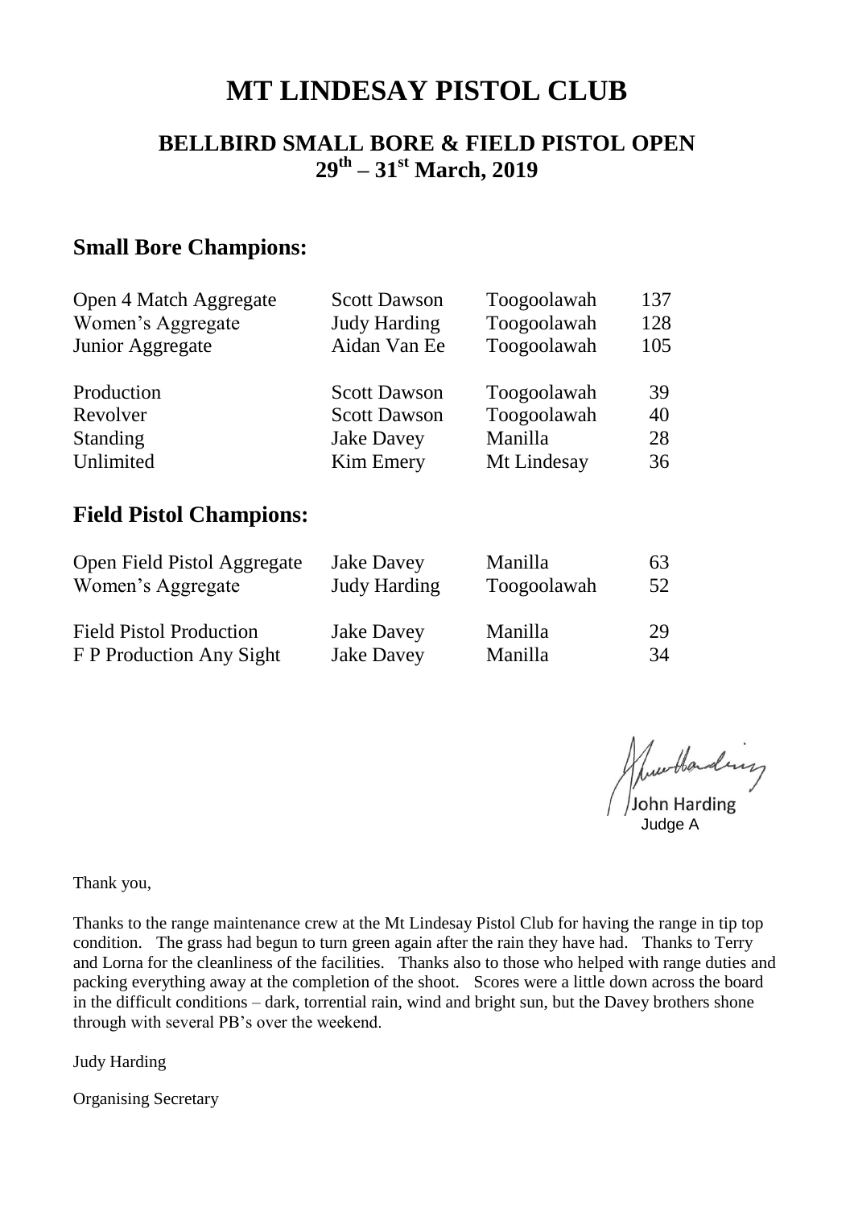# MT LINDESAY PISTOL CLUB

## BELLBIRD SMALL BORE & FIELD PISTOL OPEN
## 29th – 31st March, 2019

### Small Bore Champions:

| | | | |
|---|---|---|---|
| Open 4 Match Aggregate | Scott Dawson | Toogoolawah | 137 |
| Women's Aggregate | Judy Harding | Toogoolawah | 128 |
| Junior Aggregate | Aidan Van Ee | Toogoolawah | 105 |
| Production | Scott Dawson | Toogoolawah | 39 |
| Revolver | Scott Dawson | Toogoolawah | 40 |
| Standing | Jake Davey | Manilla | 28 |
| Unlimited | Kim Emery | Mt Lindesay | 36 |

### Field Pistol Champions:

| | | | |
|---|---|---|---|
| Open Field Pistol Aggregate | Jake Davey | Manilla | 63 |
| Women's Aggregate | Judy Harding | Toogoolawah | 52 |
| Field Pistol Production | Jake Davey | Manilla | 29 |
| F P Production Any Sight | Jake Davey | Manilla | 34 |

John Harding
Judge A

Thank you,

Thanks to the range maintenance crew at the Mt Lindesay Pistol Club for having the range in tip top condition. The grass had begun to turn green again after the rain they have had. Thanks to Terry and Lorna for the cleanliness of the facilities. Thanks also to those who helped with range duties and packing everything away at the completion of the shoot. Scores were a little down across the board in the difficult conditions – dark, torrential rain, wind and bright sun, but the Davey brothers shone through with several PB's over the weekend.

Judy Harding

Organising Secretary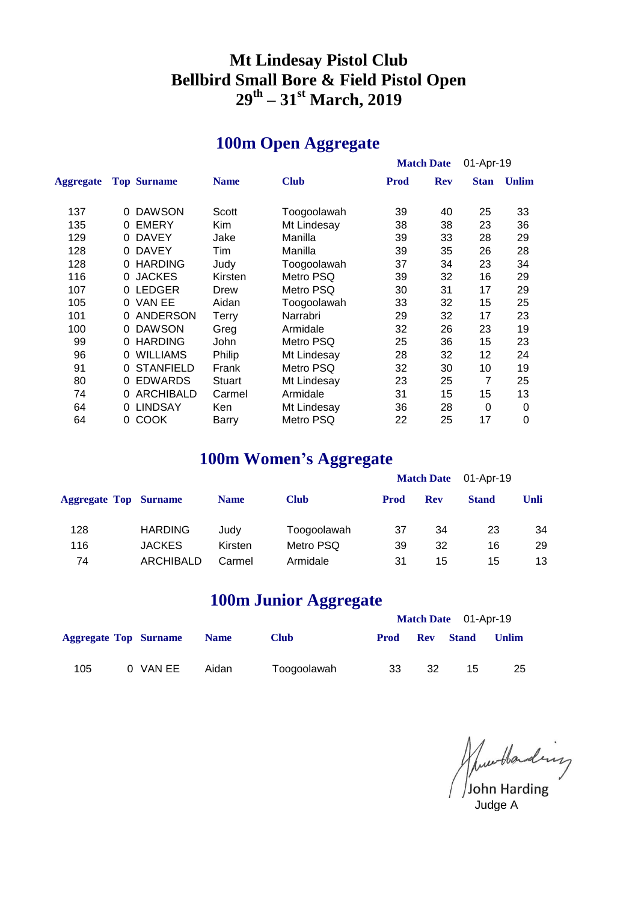# Mt Lindesay Pistol Club
# Bellbird Small Bore & Field Pistol Open
# 29th – 31st March, 2019

## 100m Open Aggregate

Match Date 01-Apr-19

| Aggregate | Top | Surname | Name | Club | Prod | Rev | Stan | Unlim |
|---|---|---|---|---|---|---|---|---|
| 137 | 0 | DAWSON | Scott | Toogoolawah | 39 | 40 | 25 | 33 |
| 135 | 0 | EMERY | Kim | Mt Lindesay | 38 | 38 | 23 | 36 |
| 129 | 0 | DAVEY | Jake | Manilla | 39 | 33 | 28 | 29 |
| 128 | 0 | DAVEY | Tim | Manilla | 39 | 35 | 26 | 28 |
| 128 | 0 | HARDING | Judy | Toogoolawah | 37 | 34 | 23 | 34 |
| 116 | 0 | JACKES | Kirsten | Metro PSQ | 39 | 32 | 16 | 29 |
| 107 | 0 | LEDGER | Drew | Metro PSQ | 30 | 31 | 17 | 29 |
| 105 | 0 | VAN EE | Aidan | Toogoolawah | 33 | 32 | 15 | 25 |
| 101 | 0 | ANDERSON | Terry | Narrabri | 29 | 32 | 17 | 23 |
| 100 | 0 | DAWSON | Greg | Armidale | 32 | 26 | 23 | 19 |
| 99 | 0 | HARDING | John | Metro PSQ | 25 | 36 | 15 | 23 |
| 96 | 0 | WILLIAMS | Philip | Mt Lindesay | 28 | 32 | 12 | 24 |
| 91 | 0 | STANFIELD | Frank | Metro PSQ | 32 | 30 | 10 | 19 |
| 80 | 0 | EDWARDS | Stuart | Mt Lindesay | 23 | 25 | 7 | 25 |
| 74 | 0 | ARCHIBALD | Carmel | Armidale | 31 | 15 | 15 | 13 |
| 64 | 0 | LINDSAY | Ken | Mt Lindesay | 36 | 28 | 0 | 0 |
| 64 | 0 | COOK | Barry | Metro PSQ | 22 | 25 | 17 | 0 |

## 100m Women's Aggregate

Match Date 01-Apr-19

| Aggregate | Top | Surname | Name | Club | Prod | Rev | Stand | Unli |
|---|---|---|---|---|---|---|---|---|
| 128 | | HARDING | Judy | Toogoolawah | 37 | 34 | 23 | 34 |
| 116 | | JACKES | Kirsten | Metro PSQ | 39 | 32 | 16 | 29 |
| 74 | | ARCHIBALD | Carmel | Armidale | 31 | 15 | 15 | 13 |

## 100m Junior Aggregate

Match Date 01-Apr-19

| Aggregate | Top | Surname | Name | Club | Prod | Rev | Stand | Unlim |
|---|---|---|---|---|---|---|---|---|
| 105 | 0 | VAN EE | Aidan | Toogoolawah | 33 | 32 | 15 | 25 |

John Harding
Judge A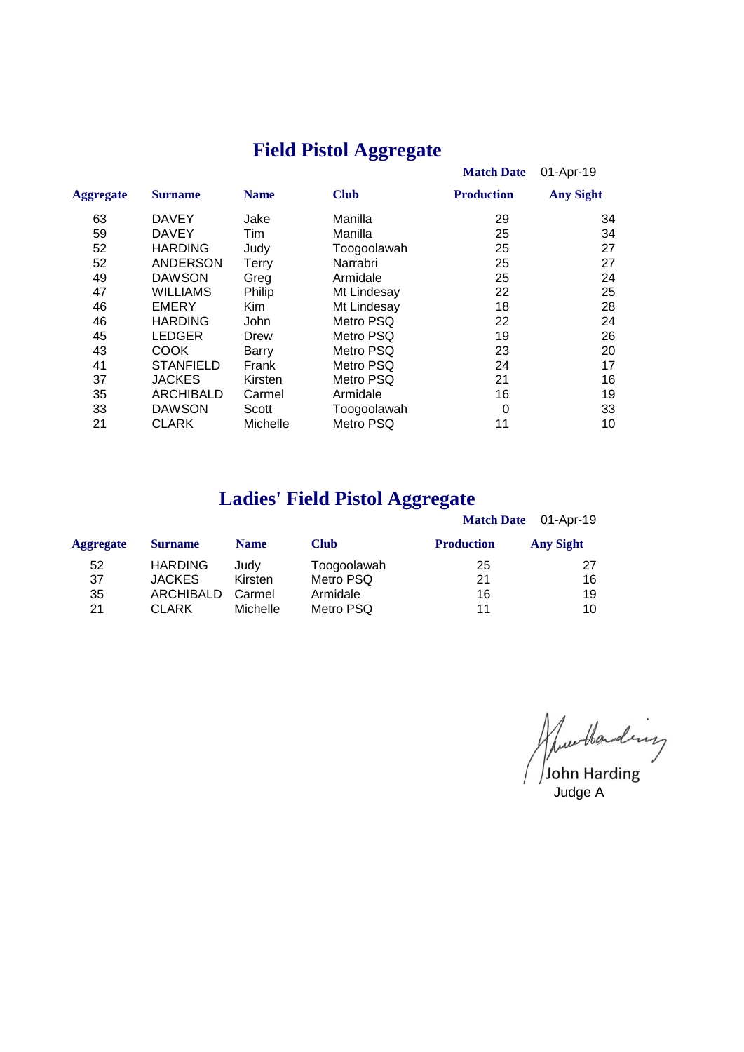# Field Pistol Aggregate

**Match Date** 01-Apr-19

| Aggregate | Surname | Name | Club | Production | Any Sight |
|---|---|---|---|---|---|
| 63 | DAVEY | Jake | Manilla | 29 | 34 |
| 59 | DAVEY | Tim | Manilla | 25 | 34 |
| 52 | HARDING | Judy | Toogoolawah | 25 | 27 |
| 52 | ANDERSON | Terry | Narrabri | 25 | 27 |
| 49 | DAWSON | Greg | Armidale | 25 | 24 |
| 47 | WILLIAMS | Philip | Mt Lindesay | 22 | 25 |
| 46 | EMERY | Kim | Mt Lindesay | 18 | 28 |
| 46 | HARDING | John | Metro PSQ | 22 | 24 |
| 45 | LEDGER | Drew | Metro PSQ | 19 | 26 |
| 43 | COOK | Barry | Metro PSQ | 23 | 20 |
| 41 | STANFIELD | Frank | Metro PSQ | 24 | 17 |
| 37 | JACKES | Kirsten | Metro PSQ | 21 | 16 |
| 35 | ARCHIBALD | Carmel | Armidale | 16 | 19 |
| 33 | DAWSON | Scott | Toogoolawah | 0 | 33 |
| 21 | CLARK | Michelle | Metro PSQ | 11 | 10 |

# Ladies' Field Pistol Aggregate

**Match Date** 01-Apr-19

| Aggregate | Surname | Name | Club | Production | Any Sight |
|---|---|---|---|---|---|
| 52 | HARDING | Judy | Toogoolawah | 25 | 27 |
| 37 | JACKES | Kirsten | Metro PSQ | 21 | 16 |
| 35 | ARCHIBALD | Carmel | Armidale | 16 | 19 |
| 21 | CLARK | Michelle | Metro PSQ | 11 | 10 |

John Harding
Judge A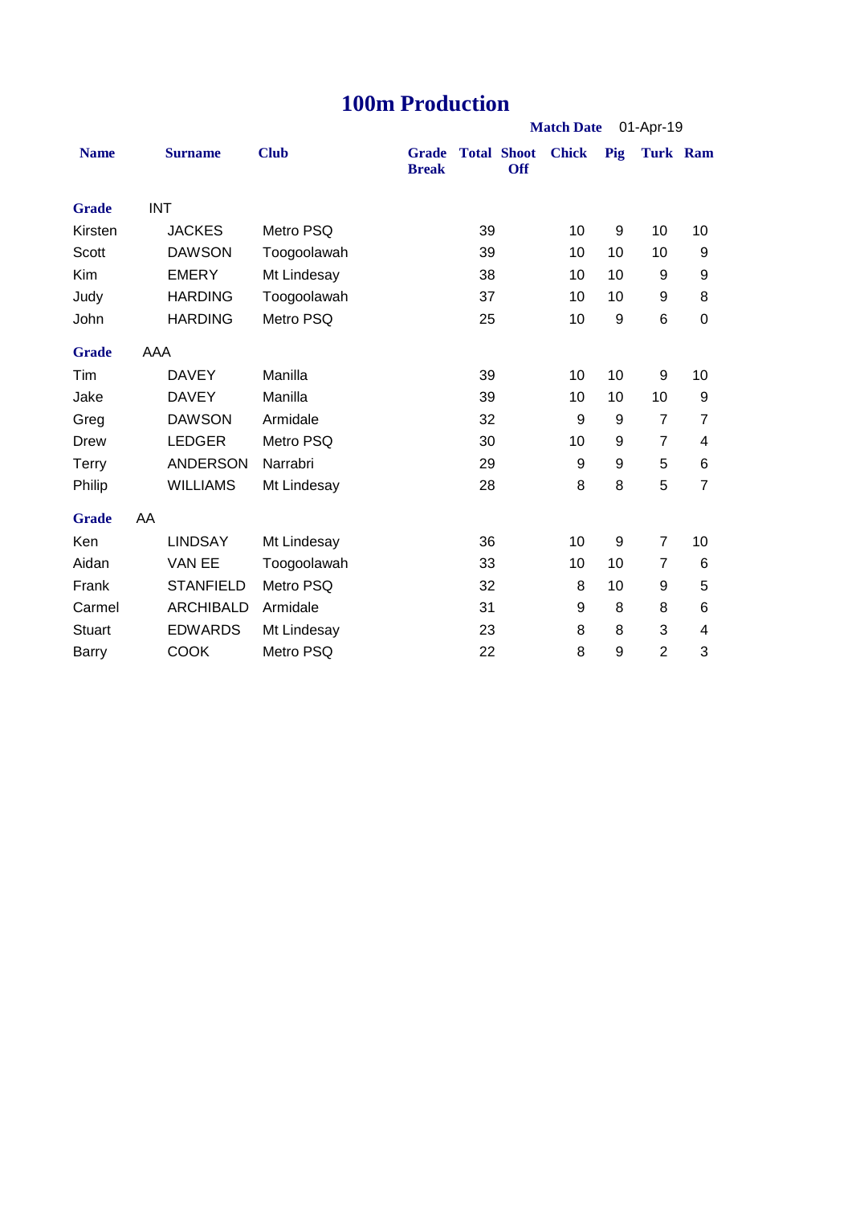# 100m Production

**Match Date** 01-Apr-19

| Name | Surname | Club | Grade Break | Total | Shoot Off | Chick | Pig | Turk | Ram |
|---|---|---|---|---|---|---|---|---|---|
| **Grade** | INT | | | | | | | | |
| Kirsten | JACKES | Metro PSQ | | 39 | | 10 | 9 | 10 | 10 |
| Scott | DAWSON | Toogoolawah | | 39 | | 10 | 10 | 10 | 9 |
| Kim | EMERY | Mt Lindesay | | 38 | | 10 | 10 | 9 | 9 |
| Judy | HARDING | Toogoolawah | | 37 | | 10 | 10 | 9 | 8 |
| John | HARDING | Metro PSQ | | 25 | | 10 | 9 | 6 | 0 |
| **Grade** | AAA | | | | | | | | |
| Tim | DAVEY | Manilla | | 39 | | 10 | 10 | 9 | 10 |
| Jake | DAVEY | Manilla | | 39 | | 10 | 10 | 10 | 9 |
| Greg | DAWSON | Armidale | | 32 | | 9 | 9 | 7 | 7 |
| Drew | LEDGER | Metro PSQ | | 30 | | 10 | 9 | 7 | 4 |
| Terry | ANDERSON | Narrabri | | 29 | | 9 | 9 | 5 | 6 |
| Philip | WILLIAMS | Mt Lindesay | | 28 | | 8 | 8 | 5 | 7 |
| **Grade** | AA | | | | | | | | |
| Ken | LINDSAY | Mt Lindesay | | 36 | | 10 | 9 | 7 | 10 |
| Aidan | VAN EE | Toogoolawah | | 33 | | 10 | 10 | 7 | 6 |
| Frank | STANFIELD | Metro PSQ | | 32 | | 8 | 10 | 9 | 5 |
| Carmel | ARCHIBALD | Armidale | | 31 | | 9 | 8 | 8 | 6 |
| Stuart | EDWARDS | Mt Lindesay | | 23 | | 8 | 8 | 3 | 4 |
| Barry | COOK | Metro PSQ | | 22 | | 8 | 9 | 2 | 3 |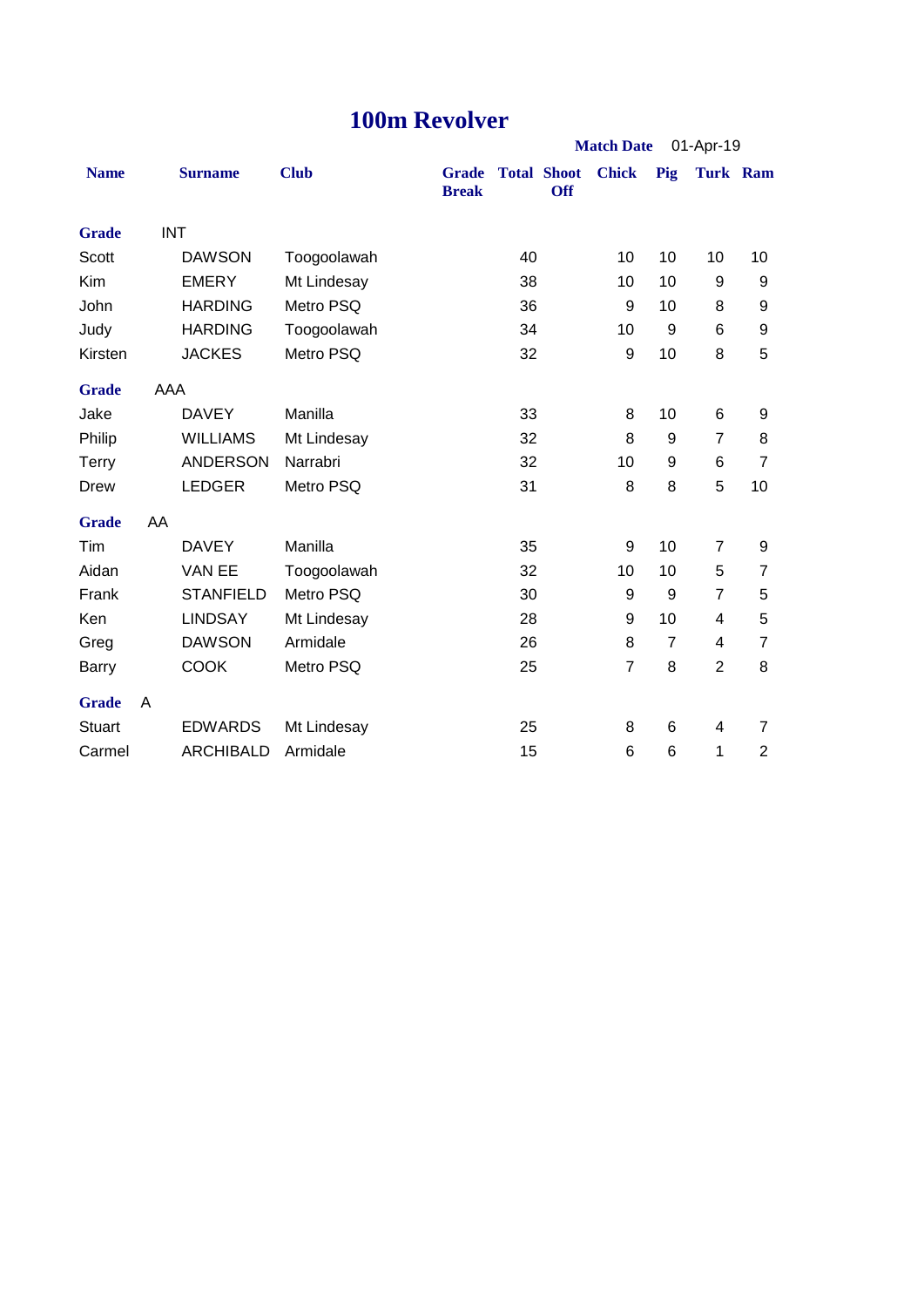# 100m Revolver

**Match Date** 01-Apr-19

| Name | Surname | Club | Grade Break | Total | Shoot Off | Chick | Pig | Turk | Ram |
|---|---|---|---|---|---|---|---|---|---|
| **Grade** INT | | | | | | | | | |
| Scott | DAWSON | Toogoolawah | | 40 | | 10 | 10 | 10 | 10 |
| Kim | EMERY | Mt Lindesay | | 38 | | 10 | 10 | 9 | 9 |
| John | HARDING | Metro PSQ | | 36 | | 9 | 10 | 8 | 9 |
| Judy | HARDING | Toogoolawah | | 34 | | 10 | 9 | 6 | 9 |
| Kirsten | JACKES | Metro PSQ | | 32 | | 9 | 10 | 8 | 5 |
| **Grade** AAA | | | | | | | | | |
| Jake | DAVEY | Manilla | | 33 | | 8 | 10 | 6 | 9 |
| Philip | WILLIAMS | Mt Lindesay | | 32 | | 8 | 9 | 7 | 8 |
| Terry | ANDERSON | Narrabri | | 32 | | 10 | 9 | 6 | 7 |
| Drew | LEDGER | Metro PSQ | | 31 | | 8 | 8 | 5 | 10 |
| **Grade** AA | | | | | | | | | |
| Tim | DAVEY | Manilla | | 35 | | 9 | 10 | 7 | 9 |
| Aidan | VAN EE | Toogoolawah | | 32 | | 10 | 10 | 5 | 7 |
| Frank | STANFIELD | Metro PSQ | | 30 | | 9 | 9 | 7 | 5 |
| Ken | LINDSAY | Mt Lindesay | | 28 | | 9 | 10 | 4 | 5 |
| Greg | DAWSON | Armidale | | 26 | | 8 | 7 | 4 | 7 |
| Barry | COOK | Metro PSQ | | 25 | | 7 | 8 | 2 | 8 |
| **Grade** A | | | | | | | | | |
| Stuart | EDWARDS | Mt Lindesay | | 25 | | 8 | 6 | 4 | 7 |
| Carmel | ARCHIBALD | Armidale | | 15 | | 6 | 6 | 1 | 2 |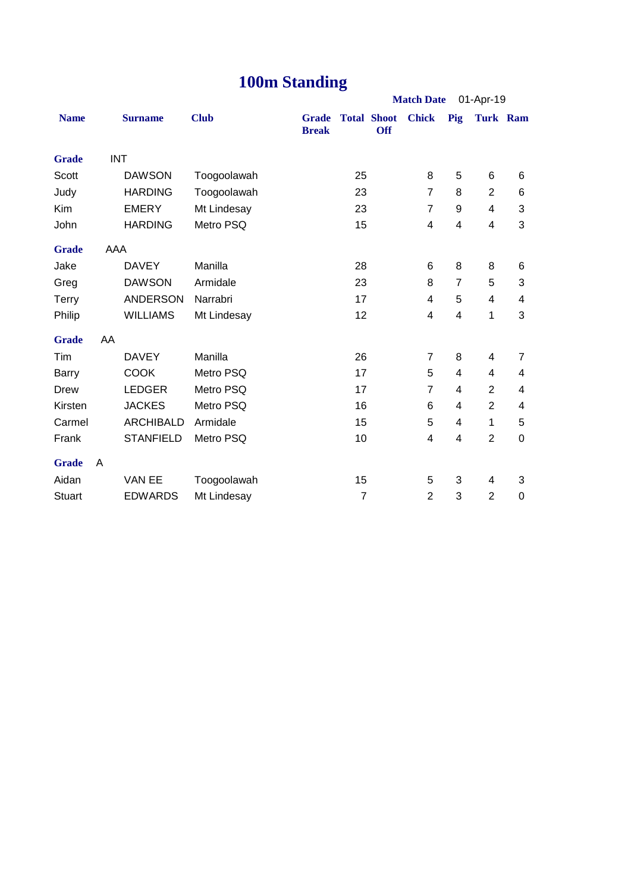# 100m Standing

**Match Date** 01-Apr-19

| Name | Surname | Club | Grade Break | Total | Shoot Off | Chick | Pig | Turk | Ram |
|---|---|---|---|---|---|---|---|---|---|
| **Grade** | INT | | | | | | | | |
| Scott | DAWSON | Toogoolawah | | 25 | | 8 | 5 | 6 | 6 |
| Judy | HARDING | Toogoolawah | | 23 | | 7 | 8 | 2 | 6 |
| Kim | EMERY | Mt Lindesay | | 23 | | 7 | 9 | 4 | 3 |
| John | HARDING | Metro PSQ | | 15 | | 4 | 4 | 4 | 3 |
| **Grade** | AAA | | | | | | | | |
| Jake | DAVEY | Manilla | | 28 | | 6 | 8 | 8 | 6 |
| Greg | DAWSON | Armidale | | 23 | | 8 | 7 | 5 | 3 |
| Terry | ANDERSON | Narrabri | | 17 | | 4 | 5 | 4 | 4 |
| Philip | WILLIAMS | Mt Lindesay | | 12 | | 4 | 4 | 1 | 3 |
| **Grade** | AA | | | | | | | | |
| Tim | DAVEY | Manilla | | 26 | | 7 | 8 | 4 | 7 |
| Barry | COOK | Metro PSQ | | 17 | | 5 | 4 | 4 | 4 |
| Drew | LEDGER | Metro PSQ | | 17 | | 7 | 4 | 2 | 4 |
| Kirsten | JACKES | Metro PSQ | | 16 | | 6 | 4 | 2 | 4 |
| Carmel | ARCHIBALD | Armidale | | 15 | | 5 | 4 | 1 | 5 |
| Frank | STANFIELD | Metro PSQ | | 10 | | 4 | 4 | 2 | 0 |
| **Grade** | A | | | | | | | | |
| Aidan | VAN EE | Toogoolawah | | 15 | | 5 | 3 | 4 | 3 |
| Stuart | EDWARDS | Mt Lindesay | | 7 | | 2 | 3 | 2 | 0 |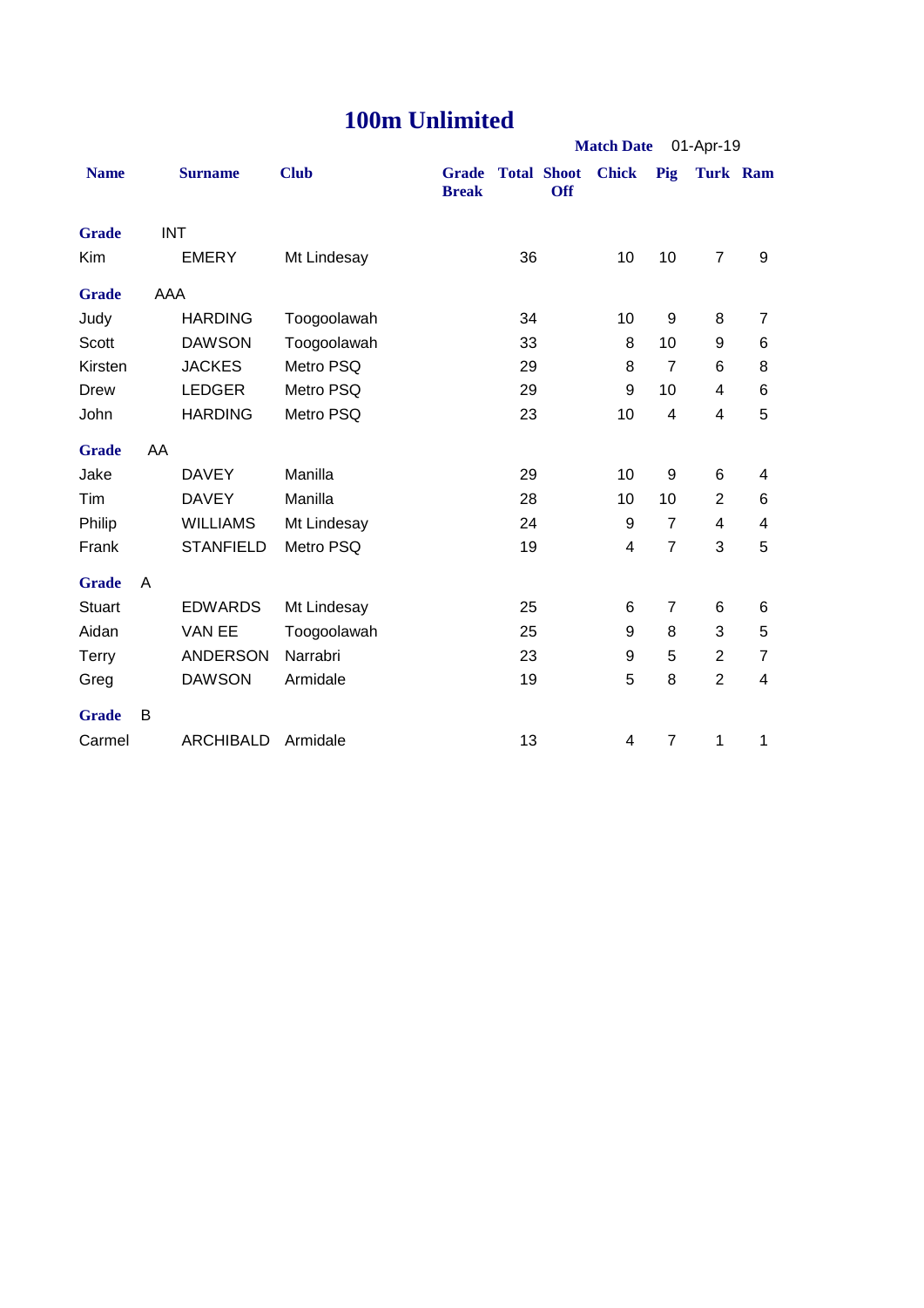# 100m Unlimited

**Match Date** 01-Apr-19

| Name | Surname | Club | Grade Break | Total | Shoot Off | Chick | Pig | Turk | Ram |
|---|---|---|---|---|---|---|---|---|---|
| **Grade** INT | | | | | | | | | |
| Kim | EMERY | Mt Lindesay | | 36 | | 10 | 10 | 7 | 9 |
| **Grade** AAA | | | | | | | | | |
| Judy | HARDING | Toogoolawah | | 34 | | 10 | 9 | 8 | 7 |
| Scott | DAWSON | Toogoolawah | | 33 | | 8 | 10 | 9 | 6 |
| Kirsten | JACKES | Metro PSQ | | 29 | | 8 | 7 | 6 | 8 |
| Drew | LEDGER | Metro PSQ | | 29 | | 9 | 10 | 4 | 6 |
| John | HARDING | Metro PSQ | | 23 | | 10 | 4 | 4 | 5 |
| **Grade** AA | | | | | | | | | |
| Jake | DAVEY | Manilla | | 29 | | 10 | 9 | 6 | 4 |
| Tim | DAVEY | Manilla | | 28 | | 10 | 10 | 2 | 6 |
| Philip | WILLIAMS | Mt Lindesay | | 24 | | 9 | 7 | 4 | 4 |
| Frank | STANFIELD | Metro PSQ | | 19 | | 4 | 7 | 3 | 5 |
| **Grade** A | | | | | | | | | |
| Stuart | EDWARDS | Mt Lindesay | | 25 | | 6 | 7 | 6 | 6 |
| Aidan | VAN EE | Toogoolawah | | 25 | | 9 | 8 | 3 | 5 |
| Terry | ANDERSON | Narrabri | | 23 | | 9 | 5 | 2 | 7 |
| Greg | DAWSON | Armidale | | 19 | | 5 | 8 | 2 | 4 |
| **Grade** B | | | | | | | | | |
| Carmel | ARCHIBALD | Armidale | | 13 | | 4 | 7 | 1 | 1 |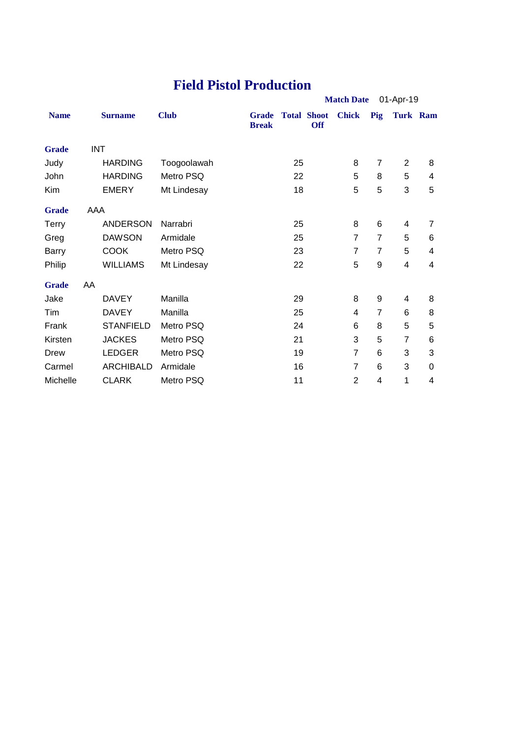# Field Pistol Production

**Match Date** 01-Apr-19

| Name | Surname | Club | Grade Break | Total | Shoot Off | Chick | Pig | Turk | Ram |
|---|---|---|---|---|---|---|---|---|---|
| **Grade** | INT | | | | | | | | |
| Judy | HARDING | Toogoolawah | | 25 | | 8 | 7 | 2 | 8 |
| John | HARDING | Metro PSQ | | 22 | | 5 | 8 | 5 | 4 |
| Kim | EMERY | Mt Lindesay | | 18 | | 5 | 5 | 3 | 5 |
| **Grade** | AAA | | | | | | | | |
| Terry | ANDERSON | Narrabri | | 25 | | 8 | 6 | 4 | 7 |
| Greg | DAWSON | Armidale | | 25 | | 7 | 7 | 5 | 6 |
| Barry | COOK | Metro PSQ | | 23 | | 7 | 7 | 5 | 4 |
| Philip | WILLIAMS | Mt Lindesay | | 22 | | 5 | 9 | 4 | 4 |
| **Grade** | AA | | | | | | | | |
| Jake | DAVEY | Manilla | | 29 | | 8 | 9 | 4 | 8 |
| Tim | DAVEY | Manilla | | 25 | | 4 | 7 | 6 | 8 |
| Frank | STANFIELD | Metro PSQ | | 24 | | 6 | 8 | 5 | 5 |
| Kirsten | JACKES | Metro PSQ | | 21 | | 3 | 5 | 7 | 6 |
| Drew | LEDGER | Metro PSQ | | 19 | | 7 | 6 | 3 | 3 |
| Carmel | ARCHIBALD | Armidale | | 16 | | 7 | 6 | 3 | 0 |
| Michelle | CLARK | Metro PSQ | | 11 | | 2 | 4 | 1 | 4 |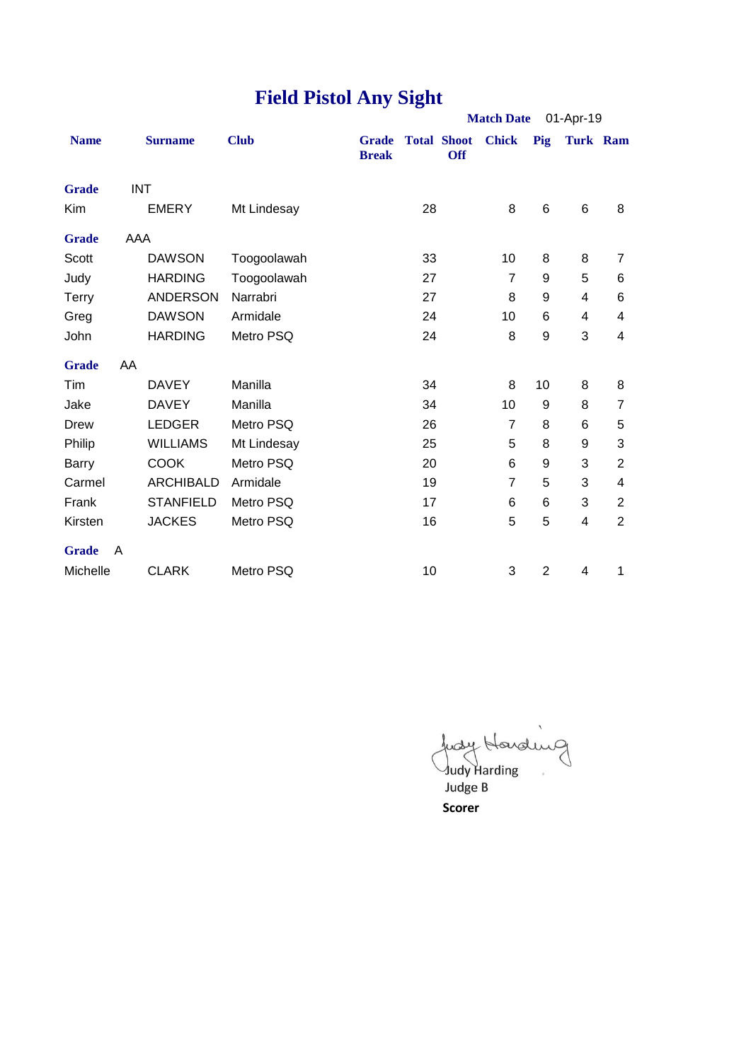# Field Pistol Any Sight

**Match Date** 01-Apr-19

| Name | Surname | Club | Grade Break | Total | Shoot Off | Chick | Pig | Turk | Ram |
|---|---|---|---|---|---|---|---|---|---|
| **Grade** | INT | | | | | | | | |
| Kim | EMERY | Mt Lindesay | | 28 | | 8 | 6 | 6 | 8 |
| **Grade** | AAA | | | | | | | | |
| Scott | DAWSON | Toogoolawah | | 33 | | 10 | 8 | 8 | 7 |
| Judy | HARDING | Toogoolawah | | 27 | | 7 | 9 | 5 | 6 |
| Terry | ANDERSON | Narrabri | | 27 | | 8 | 9 | 4 | 6 |
| Greg | DAWSON | Armidale | | 24 | | 10 | 6 | 4 | 4 |
| John | HARDING | Metro PSQ | | 24 | | 8 | 9 | 3 | 4 |
| **Grade** | AA | | | | | | | | |
| Tim | DAVEY | Manilla | | 34 | | 8 | 10 | 8 | 8 |
| Jake | DAVEY | Manilla | | 34 | | 10 | 9 | 8 | 7 |
| Drew | LEDGER | Metro PSQ | | 26 | | 7 | 8 | 6 | 5 |
| Philip | WILLIAMS | Mt Lindesay | | 25 | | 5 | 8 | 9 | 3 |
| Barry | COOK | Metro PSQ | | 20 | | 6 | 9 | 3 | 2 |
| Carmel | ARCHIBALD | Armidale | | 19 | | 7 | 5 | 3 | 4 |
| Frank | STANFIELD | Metro PSQ | | 17 | | 6 | 6 | 3 | 2 |
| Kirsten | JACKES | Metro PSQ | | 16 | | 5 | 5 | 4 | 2 |
| **Grade** | A | | | | | | | | |
| Michelle | CLARK | Metro PSQ | | 10 | | 3 | 2 | 4 | 1 |

Judy Harding
Judge B

**Scorer**